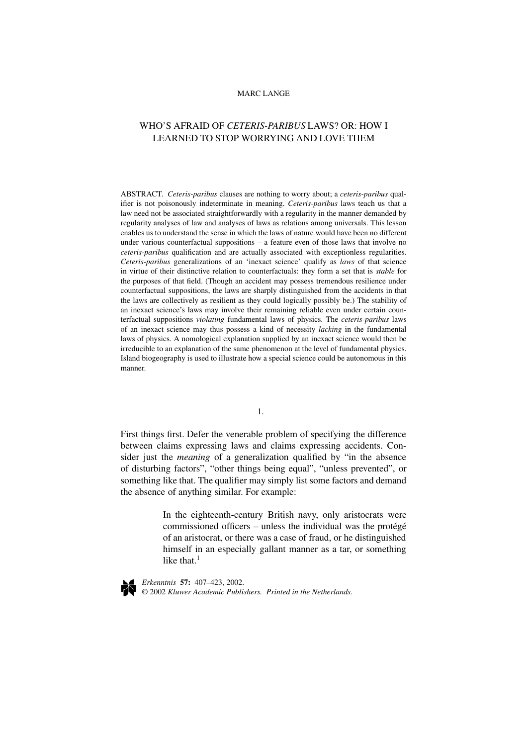MARC LANGE

# WHO'S AFRAID OF *CETERIS-PARIBUS* LAWS? OR: HOW I LEARNED TO STOP WORRYING AND LOVE THEM

ABSTRACT. *Ceteris-paribus* clauses are nothing to worry about; a *ceteris-paribus* qualifier is not poisonously indeterminate in meaning. *Ceteris-paribus* laws teach us that a law need not be associated straightforwardly with a regularity in the manner demanded by regularity analyses of law and analyses of laws as relations among universals. This lesson enables us to understand the sense in which the laws of nature would have been no different under various counterfactual suppositions – a feature even of those laws that involve no *ceteris-paribus* qualification and are actually associated with exceptionless regularities. *Ceteris-paribus* generalizations of an 'inexact science' qualify as *laws* of that science in virtue of their distinctive relation to counterfactuals: they form a set that is *stable* for the purposes of that field. (Though an accident may possess tremendous resilience under counterfactual suppositions, the laws are sharply distinguished from the accidents in that the laws are collectively as resilient as they could logically possibly be.) The stability of an inexact science's laws may involve their remaining reliable even under certain counterfactual suppositions *violating* fundamental laws of physics. The *ceteris-paribus* laws of an inexact science may thus possess a kind of necessity *lacking* in the fundamental laws of physics. A nomological explanation supplied by an inexact science would then be irreducible to an explanation of the same phenomenon at the level of fundamental physics. Island biogeography is used to illustrate how a special science could be autonomous in this manner.

## 1.

First things first. Defer the venerable problem of specifying the difference between claims expressing laws and claims expressing accidents. Consider just the *meaning* of a generalization qualified by "in the absence of disturbing factors", "other things being equal", "unless prevented", or something like that. The qualifier may simply list some factors and demand the absence of anything similar. For example:

> In the eighteenth-century British navy, only aristocrats were commissioned officers – unless the individual was the protégé of an aristocrat, or there was a case of fraud, or he distinguished himself in an especially gallant manner as a tar, or something like that.[1]

*Erkenntnis* **57:** 407–423, 2002.
© 2002 *Kluwer Academic Publishers. Printed in the Netherlands.*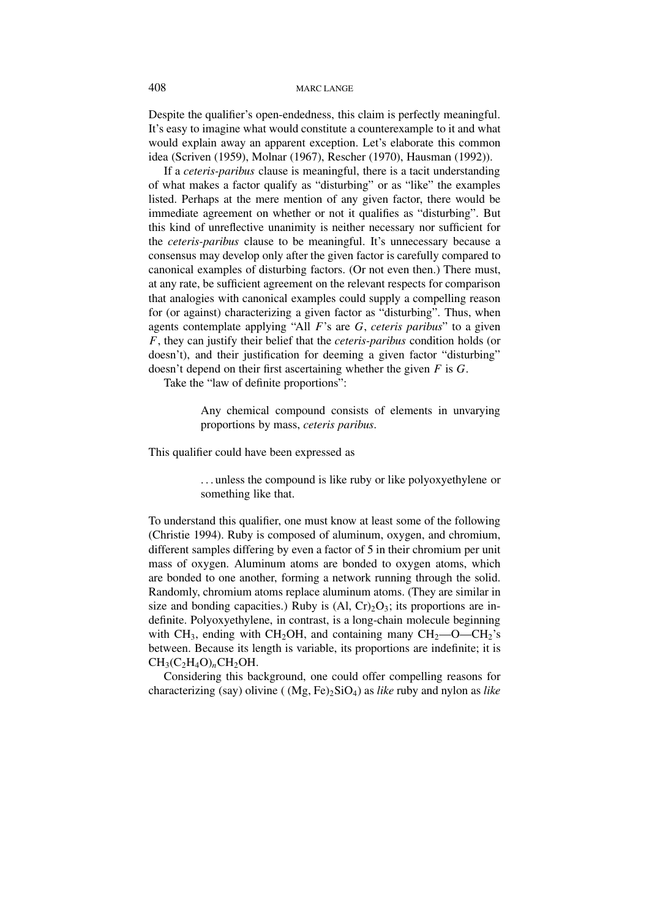Despite the qualifier's open-endedness, this claim is perfectly meaningful. It's easy to imagine what would constitute a counterexample to it and what would explain away an apparent exception. Let's elaborate this common idea (Scriven (1959), Molnar (1967), Rescher (1970), Hausman (1992)).

If a *ceteris-paribus* clause is meaningful, there is a tacit understanding of what makes a factor qualify as "disturbing" or as "like" the examples listed. Perhaps at the mere mention of any given factor, there would be immediate agreement on whether or not it qualifies as "disturbing". But this kind of unreflective unanimity is neither necessary nor sufficient for the *ceteris-paribus* clause to be meaningful. It's unnecessary because a consensus may develop only after the given factor is carefully compared to canonical examples of disturbing factors. (Or not even then.) There must, at any rate, be sufficient agreement on the relevant respects for comparison that analogies with canonical examples could supply a compelling reason for (or against) characterizing a given factor as "disturbing". Thus, when agents contemplate applying "All $F$'s are $G$, *ceteris paribus*" to a given $F$, they can justify their belief that the *ceteris-paribus* condition holds (or doesn't), and their justification for deeming a given factor "disturbing" doesn't depend on their first ascertaining whether the given $F$ is $G$.

Take the "law of definite proportions":

> Any chemical compound consists of elements in unvarying proportions by mass, *ceteris paribus*.

This qualifier could have been expressed as

> . . . unless the compound is like ruby or like polyoxyethylene or something like that.

To understand this qualifier, one must know at least some of the following (Christie 1994). Ruby is composed of aluminum, oxygen, and chromium, different samples differing by even a factor of 5 in their chromium per unit mass of oxygen. Aluminum atoms are bonded to oxygen atoms, which are bonded to one another, forming a network running through the solid. Randomly, chromium atoms replace aluminum atoms. (They are similar in size and bonding capacities.) Ruby is $(Al, Cr)_2O_3$; its proportions are indefinite. Polyoxyethylene, in contrast, is a long-chain molecule beginning with $CH_3$, ending with $CH_2OH$, and containing many $CH_2$—O—$CH_2$'s between. Because its length is variable, its proportions are indefinite; it is $CH_3(C_2H_4O)_nCH_2OH$.

Considering this background, one could offer compelling reasons for characterizing (say) olivine ( $(Mg, Fe)_2SiO_4$) as *like* ruby and nylon as *like*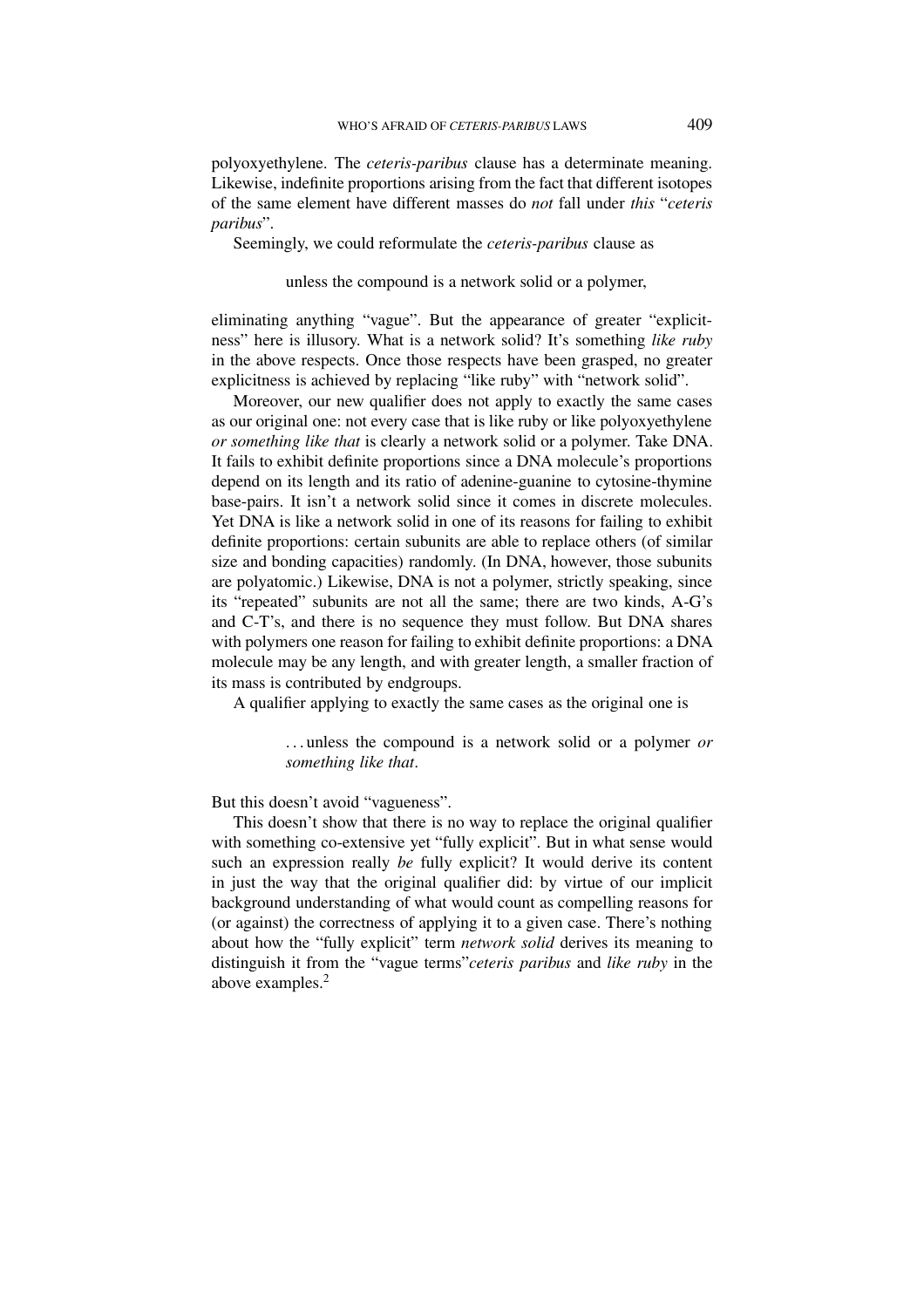polyoxyethylene. The *ceteris-paribus* clause has a determinate meaning. Likewise, indefinite proportions arising from the fact that different isotopes of the same element have different masses do *not* fall under *this* "*ceteris paribus*".

Seemingly, we could reformulate the *ceteris-paribus* clause as

> unless the compound is a network solid or a polymer,

eliminating anything "vague". But the appearance of greater "explicitness" here is illusory. What is a network solid? It's something *like ruby* in the above respects. Once those respects have been grasped, no greater explicitness is achieved by replacing "like ruby" with "network solid".

Moreover, our new qualifier does not apply to exactly the same cases as our original one: not every case that is like ruby or like polyoxyethylene *or something like that* is clearly a network solid or a polymer. Take DNA. It fails to exhibit definite proportions since a DNA molecule's proportions depend on its length and its ratio of adenine-guanine to cytosine-thymine base-pairs. It isn't a network solid since it comes in discrete molecules. Yet DNA is like a network solid in one of its reasons for failing to exhibit definite proportions: certain subunits are able to replace others (of similar size and bonding capacities) randomly. (In DNA, however, those subunits are polyatomic.) Likewise, DNA is not a polymer, strictly speaking, since its "repeated" subunits are not all the same; there are two kinds, A-G's and C-T's, and there is no sequence they must follow. But DNA shares with polymers one reason for failing to exhibit definite proportions: a DNA molecule may be any length, and with greater length, a smaller fraction of its mass is contributed by endgroups.

A qualifier applying to exactly the same cases as the original one is

> ... unless the compound is a network solid or a polymer *or something like that*.

But this doesn't avoid "vagueness".

This doesn't show that there is no way to replace the original qualifier with something co-extensive yet "fully explicit". But in what sense would such an expression really *be* fully explicit? It would derive its content in just the way that the original qualifier did: by virtue of our implicit background understanding of what would count as compelling reasons for (or against) the correctness of applying it to a given case. There's nothing about how the "fully explicit" term *network solid* derives its meaning to distinguish it from the "vague terms"*ceteris paribus* and *like ruby* in the above examples.[2]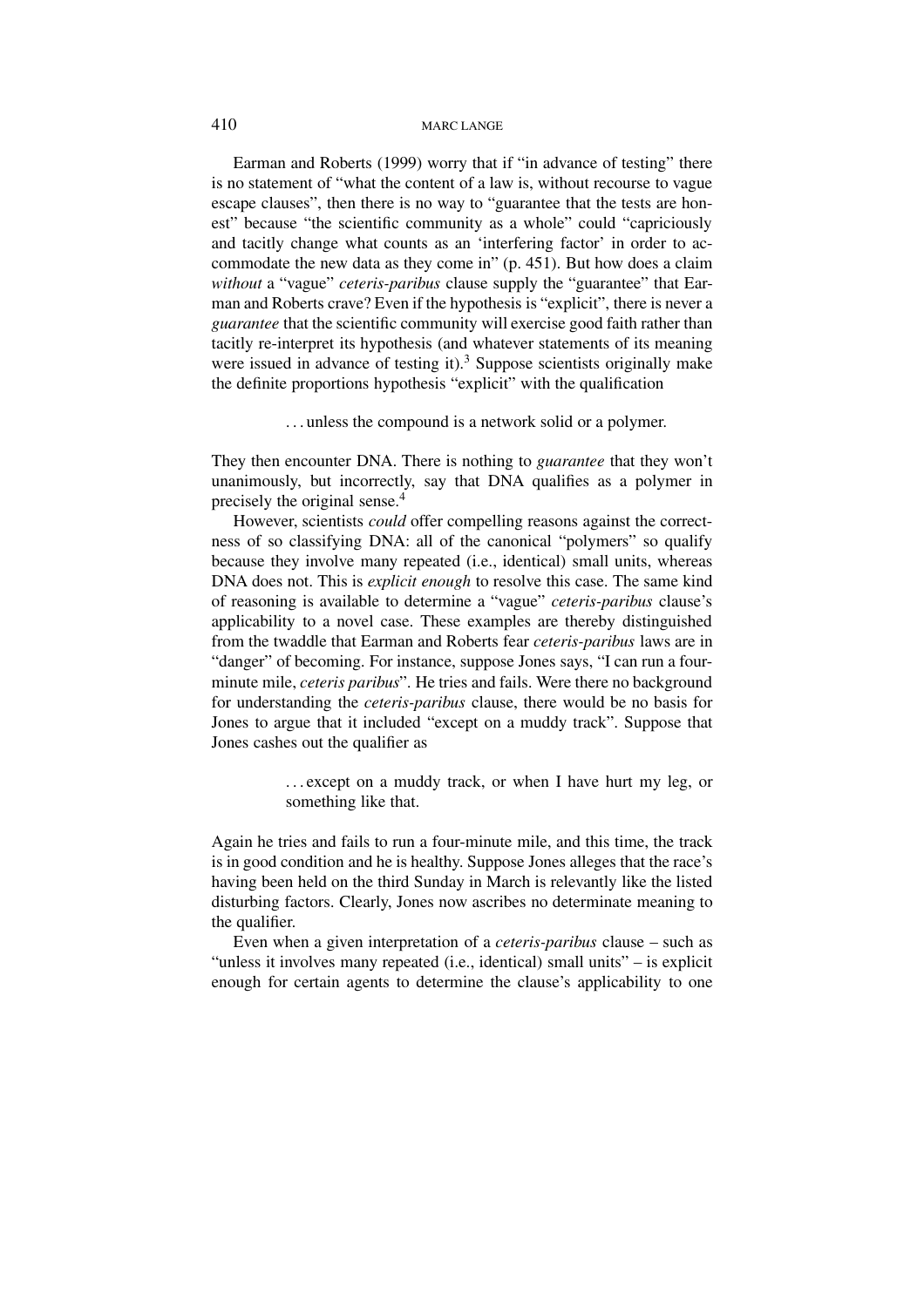Earman and Roberts (1999) worry that if "in advance of testing" there is no statement of "what the content of a law is, without recourse to vague escape clauses", then there is no way to "guarantee that the tests are honest" because "the scientific community as a whole" could "capriciously and tacitly change what counts as an 'interfering factor' in order to accommodate the new data as they come in" (p. 451). But how does a claim *without* a "vague" *ceteris-paribus* clause supply the "guarantee" that Earman and Roberts crave? Even if the hypothesis is "explicit", there is never a *guarantee* that the scientific community will exercise good faith rather than tacitly re-interpret its hypothesis (and whatever statements of its meaning were issued in advance of testing it).[3] Suppose scientists originally make the definite proportions hypothesis "explicit" with the qualification

> . . . unless the compound is a network solid or a polymer.

They then encounter DNA. There is nothing to *guarantee* that they won't unanimously, but incorrectly, say that DNA qualifies as a polymer in precisely the original sense.[4]

However, scientists *could* offer compelling reasons against the correctness of so classifying DNA: all of the canonical "polymers" so qualify because they involve many repeated (i.e., identical) small units, whereas DNA does not. This is *explicit enough* to resolve this case. The same kind of reasoning is available to determine a "vague" *ceteris-paribus* clause's applicability to a novel case. These examples are thereby distinguished from the twaddle that Earman and Roberts fear *ceteris-paribus* laws are in "danger" of becoming. For instance, suppose Jones says, "I can run a four-minute mile, *ceteris paribus*". He tries and fails. Were there no background for understanding the *ceteris-paribus* clause, there would be no basis for Jones to argue that it included "except on a muddy track". Suppose that Jones cashes out the qualifier as

> . . . except on a muddy track, or when I have hurt my leg, or something like that.

Again he tries and fails to run a four-minute mile, and this time, the track is in good condition and he is healthy. Suppose Jones alleges that the race's having been held on the third Sunday in March is relevantly like the listed disturbing factors. Clearly, Jones now ascribes no determinate meaning to the qualifier.

Even when a given interpretation of a *ceteris-paribus* clause – such as "unless it involves many repeated (i.e., identical) small units" – is explicit enough for certain agents to determine the clause's applicability to one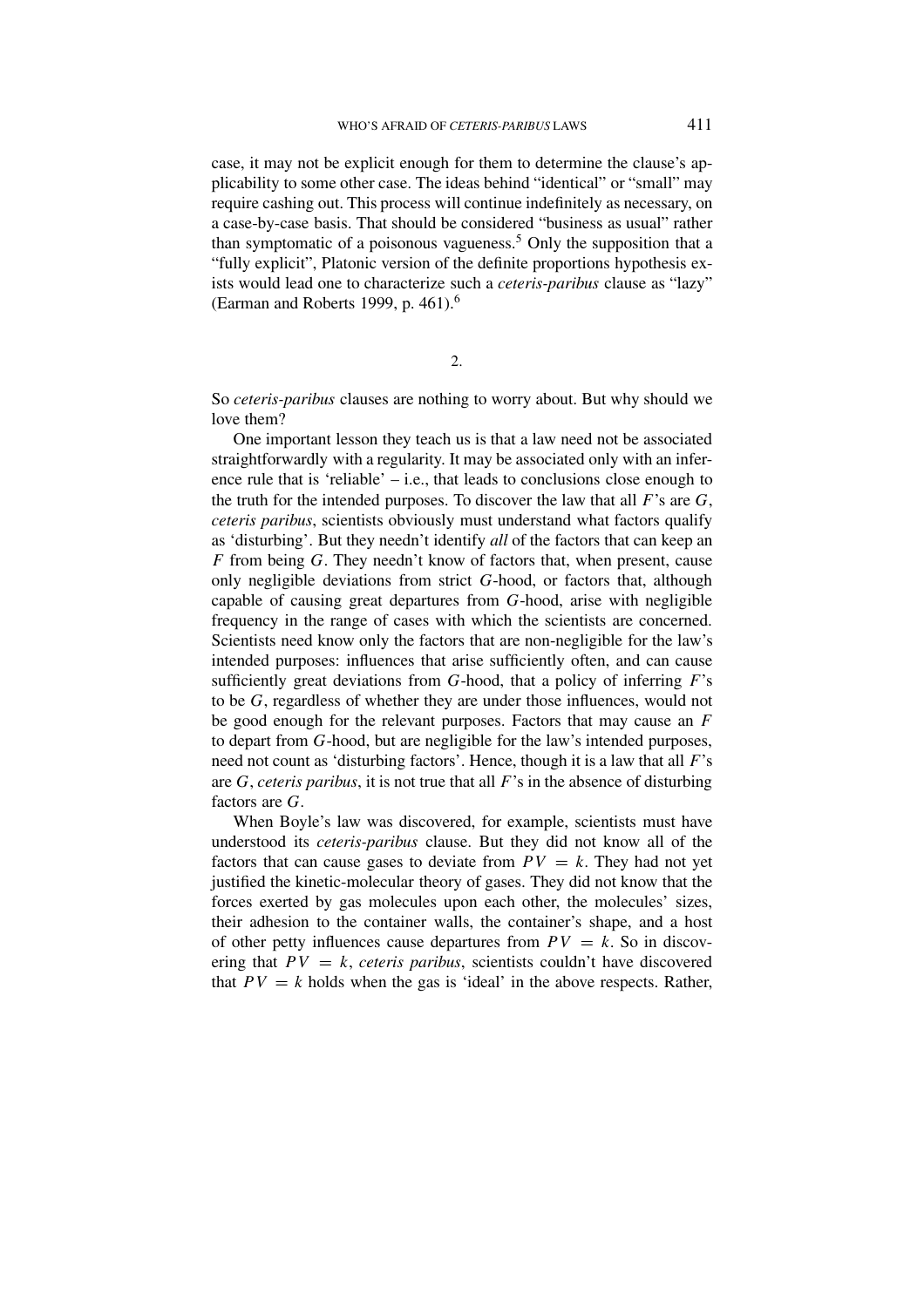case, it may not be explicit enough for them to determine the clause's applicability to some other case. The ideas behind "identical" or "small" may require cashing out. This process will continue indefinitely as necessary, on a case-by-case basis. That should be considered "business as usual" rather than symptomatic of a poisonous vagueness.[5] Only the supposition that a "fully explicit", Platonic version of the definite proportions hypothesis exists would lead one to characterize such a *ceteris-paribus* clause as "lazy" (Earman and Roberts 1999, p. 461).[6]

## 2.

So *ceteris-paribus* clauses are nothing to worry about. But why should we love them?

One important lesson they teach us is that a law need not be associated straightforwardly with a regularity. It may be associated only with an inference rule that is 'reliable' – i.e., that leads to conclusions close enough to the truth for the intended purposes. To discover the law that all $F$'s are $G$, *ceteris paribus*, scientists obviously must understand what factors qualify as 'disturbing'. But they needn't identify *all* of the factors that can keep an $F$ from being $G$. They needn't know of factors that, when present, cause only negligible deviations from strict $G$-hood, or factors that, although capable of causing great departures from $G$-hood, arise with negligible frequency in the range of cases with which the scientists are concerned. Scientists need know only the factors that are non-negligible for the law's intended purposes: influences that arise sufficiently often, and can cause sufficiently great deviations from $G$-hood, that a policy of inferring $F$'s to be $G$, regardless of whether they are under those influences, would not be good enough for the relevant purposes. Factors that may cause an $F$ to depart from $G$-hood, but are negligible for the law's intended purposes, need not count as 'disturbing factors'. Hence, though it is a law that all $F$'s are $G$, *ceteris paribus*, it is not true that all $F$'s in the absence of disturbing factors are $G$.

When Boyle's law was discovered, for example, scientists must have understood its *ceteris-paribus* clause. But they did not know all of the factors that can cause gases to deviate from $PV = k$. They had not yet justified the kinetic-molecular theory of gases. They did not know that the forces exerted by gas molecules upon each other, the molecules' sizes, their adhesion to the container walls, the container's shape, and a host of other petty influences cause departures from $PV = k$. So in discovering that $PV = k$, *ceteris paribus*, scientists couldn't have discovered that $PV = k$ holds when the gas is 'ideal' in the above respects. Rather,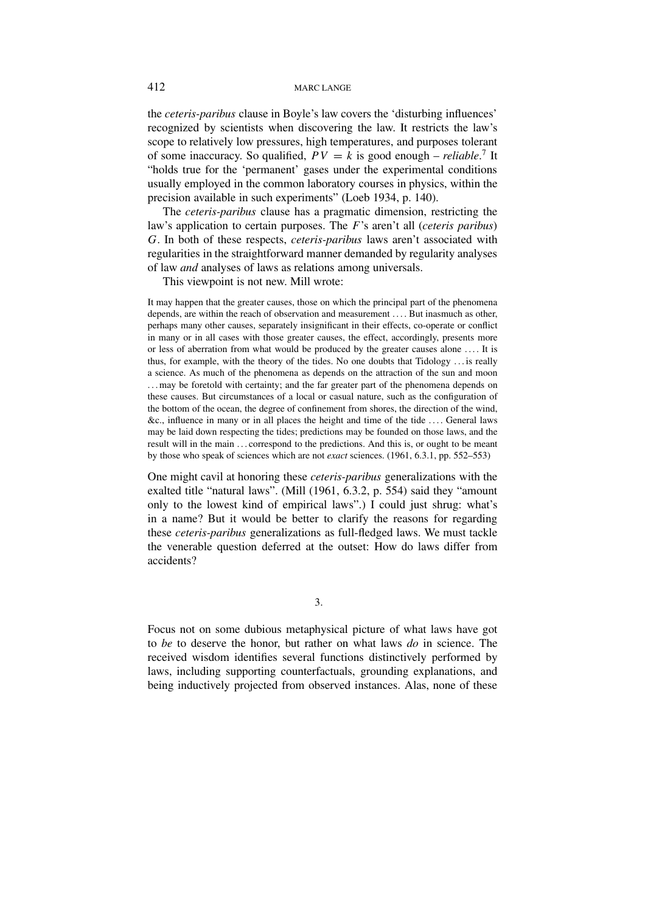the *ceteris-paribus* clause in Boyle's law covers the 'disturbing influences' recognized by scientists when discovering the law. It restricts the law's scope to relatively low pressures, high temperatures, and purposes tolerant of some inaccuracy. So qualified, $PV = k$ is good enough – *reliable*.[7] It "holds true for the 'permanent' gases under the experimental conditions usually employed in the common laboratory courses in physics, within the precision available in such experiments" (Loeb 1934, p. 140).

The *ceteris-paribus* clause has a pragmatic dimension, restricting the law's application to certain purposes. The $F$'s aren't all (*ceteris paribus*) $G$. In both of these respects, *ceteris-paribus* laws aren't associated with regularities in the straightforward manner demanded by regularity analyses of law *and* analyses of laws as relations among universals.

This viewpoint is not new. Mill wrote:

> It may happen that the greater causes, those on which the principal part of the phenomena depends, are within the reach of observation and measurement .... But inasmuch as other, perhaps many other causes, separately insignificant in their effects, co-operate or conflict in many or in all cases with those greater causes, the effect, accordingly, presents more or less of aberration from what would be produced by the greater causes alone .... It is thus, for example, with the theory of the tides. No one doubts that Tidology ... is really a science. As much of the phenomena as depends on the attraction of the sun and moon ... may be foretold with certainty; and the far greater part of the phenomena depends on these causes. But circumstances of a local or casual nature, such as the configuration of the bottom of the ocean, the degree of confinement from shores, the direction of the wind, &c., influence in many or in all places the height and time of the tide .... General laws may be laid down respecting the tides; predictions may be founded on those laws, and the result will in the main ... correspond to the predictions. And this is, or ought to be meant by those who speak of sciences which are not *exact* sciences. (1961, 6.3.1, pp. 552–553)

One might cavil at honoring these *ceteris-paribus* generalizations with the exalted title "natural laws". (Mill (1961, 6.3.2, p. 554) said they "amount only to the lowest kind of empirical laws".) I could just shrug: what's in a name? But it would be better to clarify the reasons for regarding these *ceteris-paribus* generalizations as full-fledged laws. We must tackle the venerable question deferred at the outset: How do laws differ from accidents?

## 3.

Focus not on some dubious metaphysical picture of what laws have got to *be* to deserve the honor, but rather on what laws *do* in science. The received wisdom identifies several functions distinctively performed by laws, including supporting counterfactuals, grounding explanations, and being inductively projected from observed instances. Alas, none of these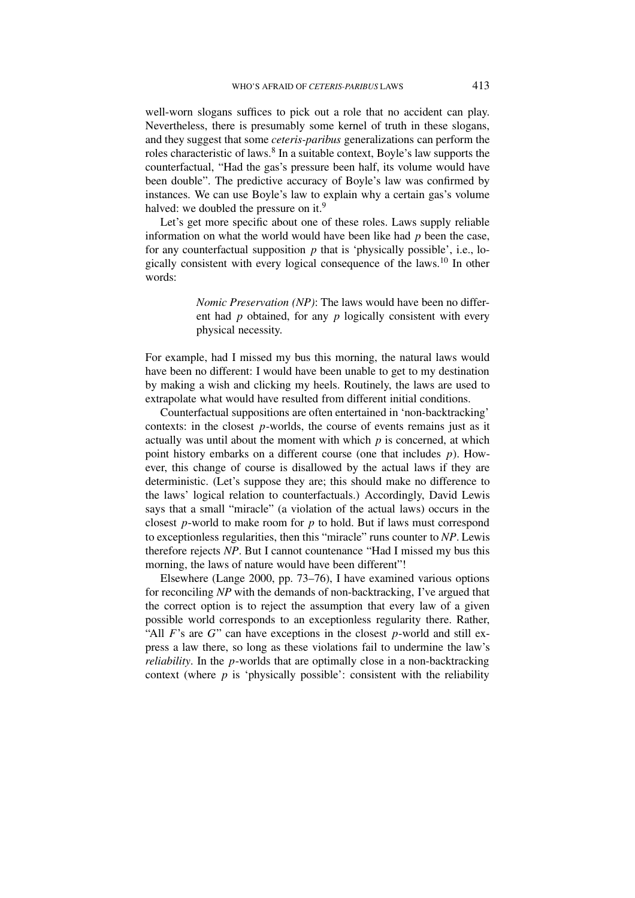well-worn slogans suffices to pick out a role that no accident can play. Nevertheless, there is presumably some kernel of truth in these slogans, and they suggest that some *ceteris-paribus* generalizations can perform the roles characteristic of laws.[8] In a suitable context, Boyle's law supports the counterfactual, "Had the gas's pressure been half, its volume would have been double". The predictive accuracy of Boyle's law was confirmed by instances. We can use Boyle's law to explain why a certain gas's volume halved: we doubled the pressure on it.[9]

Let's get more specific about one of these roles. Laws supply reliable information on what the world would have been like had $p$ been the case, for any counterfactual supposition $p$ that is 'physically possible', i.e., logically consistent with every logical consequence of the laws.[10] In other words:

> *Nomic Preservation (NP)*: The laws would have been no different had $p$ obtained, for any $p$ logically consistent with every physical necessity.

For example, had I missed my bus this morning, the natural laws would have been no different: I would have been unable to get to my destination by making a wish and clicking my heels. Routinely, the laws are used to extrapolate what would have resulted from different initial conditions.

Counterfactual suppositions are often entertained in 'non-backtracking' contexts: in the closest $p$-worlds, the course of events remains just as it actually was until about the moment with which $p$ is concerned, at which point history embarks on a different course (one that includes $p$). However, this change of course is disallowed by the actual laws if they are deterministic. (Let's suppose they are; this should make no difference to the laws' logical relation to counterfactuals.) Accordingly, David Lewis says that a small "miracle" (a violation of the actual laws) occurs in the closest $p$-world to make room for $p$ to hold. But if laws must correspond to exceptionless regularities, then this "miracle" runs counter to *NP*. Lewis therefore rejects *NP*. But I cannot countenance "Had I missed my bus this morning, the laws of nature would have been different"!

Elsewhere (Lange 2000, pp. 73–76), I have examined various options for reconciling *NP* with the demands of non-backtracking, I've argued that the correct option is to reject the assumption that every law of a given possible world corresponds to an exceptionless regularity there. Rather, "All $F$'s are $G$" can have exceptions in the closest $p$-world and still express a law there, so long as these violations fail to undermine the law's *reliability*. In the $p$-worlds that are optimally close in a non-backtracking context (where $p$ is 'physically possible': consistent with the reliability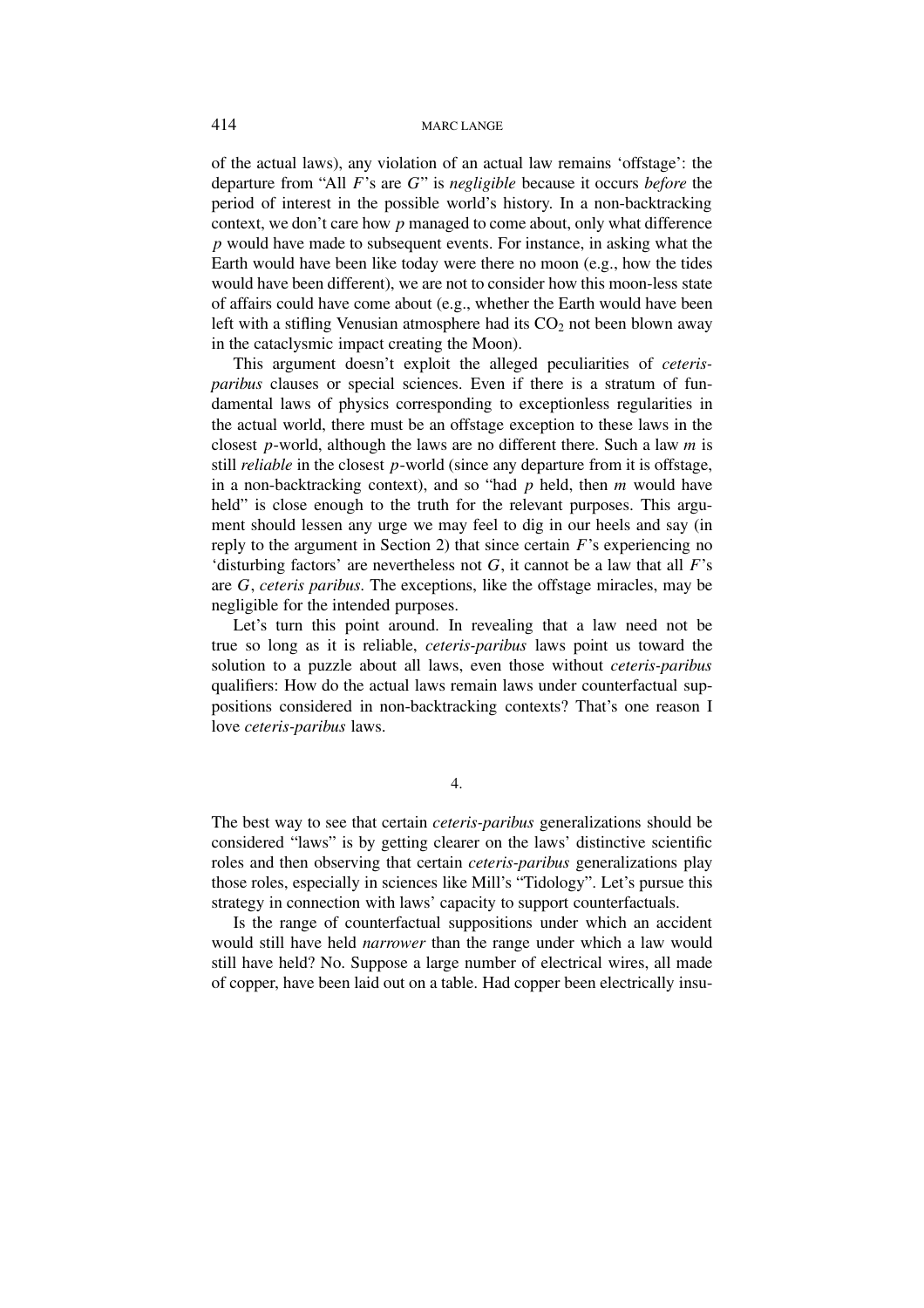of the actual laws), any violation of an actual law remains 'offstage': the departure from "All $F$'s are $G$" is *negligible* because it occurs *before* the period of interest in the possible world's history. In a non-backtracking context, we don't care how $p$ managed to come about, only what difference $p$ would have made to subsequent events. For instance, in asking what the Earth would have been like today were there no moon (e.g., how the tides would have been different), we are not to consider how this moon-less state of affairs could have come about (e.g., whether the Earth would have been left with a stifling Venusian atmosphere had its $CO_2$ not been blown away in the cataclysmic impact creating the Moon).

This argument doesn't exploit the alleged peculiarities of *ceteris-paribus* clauses or special sciences. Even if there is a stratum of fundamental laws of physics corresponding to exceptionless regularities in the actual world, there must be an offstage exception to these laws in the closest $p$-world, although the laws are no different there. Such a law $m$ is still *reliable* in the closest $p$-world (since any departure from it is offstage, in a non-backtracking context), and so "had $p$ held, then $m$ would have held" is close enough to the truth for the relevant purposes. This argument should lessen any urge we may feel to dig in our heels and say (in reply to the argument in Section 2) that since certain $F$'s experiencing no 'disturbing factors' are nevertheless not $G$, it cannot be a law that all $F$'s are $G$, *ceteris paribus*. The exceptions, like the offstage miracles, may be negligible for the intended purposes.

Let's turn this point around. In revealing that a law need not be true so long as it is reliable, *ceteris-paribus* laws point us toward the solution to a puzzle about all laws, even those without *ceteris-paribus* qualifiers: How do the actual laws remain laws under counterfactual suppositions considered in non-backtracking contexts? That's one reason I love *ceteris-paribus* laws.

## 4.

The best way to see that certain *ceteris-paribus* generalizations should be considered "laws" is by getting clearer on the laws' distinctive scientific roles and then observing that certain *ceteris-paribus* generalizations play those roles, especially in sciences like Mill's "Tidology". Let's pursue this strategy in connection with laws' capacity to support counterfactuals.

Is the range of counterfactual suppositions under which an accident would still have held *narrower* than the range under which a law would still have held? No. Suppose a large number of electrical wires, all made of copper, have been laid out on a table. Had copper been electrically insu-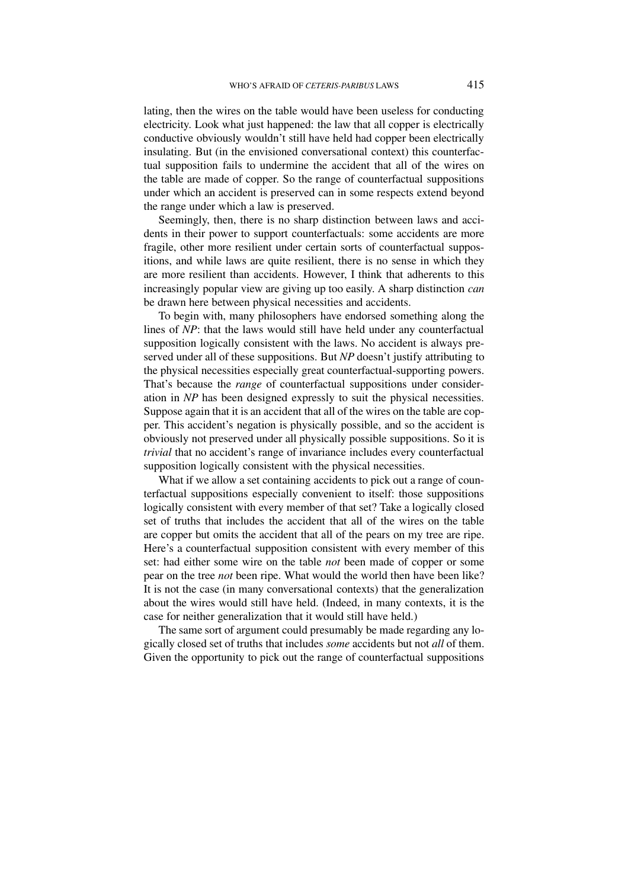lating, then the wires on the table would have been useless for conducting electricity. Look what just happened: the law that all copper is electrically conductive obviously wouldn't still have held had copper been electrically insulating. But (in the envisioned conversational context) this counterfactual supposition fails to undermine the accident that all of the wires on the table are made of copper. So the range of counterfactual suppositions under which an accident is preserved can in some respects extend beyond the range under which a law is preserved.

Seemingly, then, there is no sharp distinction between laws and accidents in their power to support counterfactuals: some accidents are more fragile, other more resilient under certain sorts of counterfactual suppositions, and while laws are quite resilient, there is no sense in which they are more resilient than accidents. However, I think that adherents to this increasingly popular view are giving up too easily. A sharp distinction *can* be drawn here between physical necessities and accidents.

To begin with, many philosophers have endorsed something along the lines of *NP*: that the laws would still have held under any counterfactual supposition logically consistent with the laws. No accident is always preserved under all of these suppositions. But *NP* doesn't justify attributing to the physical necessities especially great counterfactual-supporting powers. That's because the *range* of counterfactual suppositions under consideration in *NP* has been designed expressly to suit the physical necessities. Suppose again that it is an accident that all of the wires on the table are copper. This accident's negation is physically possible, and so the accident is obviously not preserved under all physically possible suppositions. So it is *trivial* that no accident's range of invariance includes every counterfactual supposition logically consistent with the physical necessities.

What if we allow a set containing accidents to pick out a range of counterfactual suppositions especially convenient to itself: those suppositions logically consistent with every member of that set? Take a logically closed set of truths that includes the accident that all of the wires on the table are copper but omits the accident that all of the pears on my tree are ripe. Here's a counterfactual supposition consistent with every member of this set: had either some wire on the table *not* been made of copper or some pear on the tree *not* been ripe. What would the world then have been like? It is not the case (in many conversational contexts) that the generalization about the wires would still have held. (Indeed, in many contexts, it is the case for neither generalization that it would still have held.)

The same sort of argument could presumably be made regarding any logically closed set of truths that includes *some* accidents but not *all* of them. Given the opportunity to pick out the range of counterfactual suppositions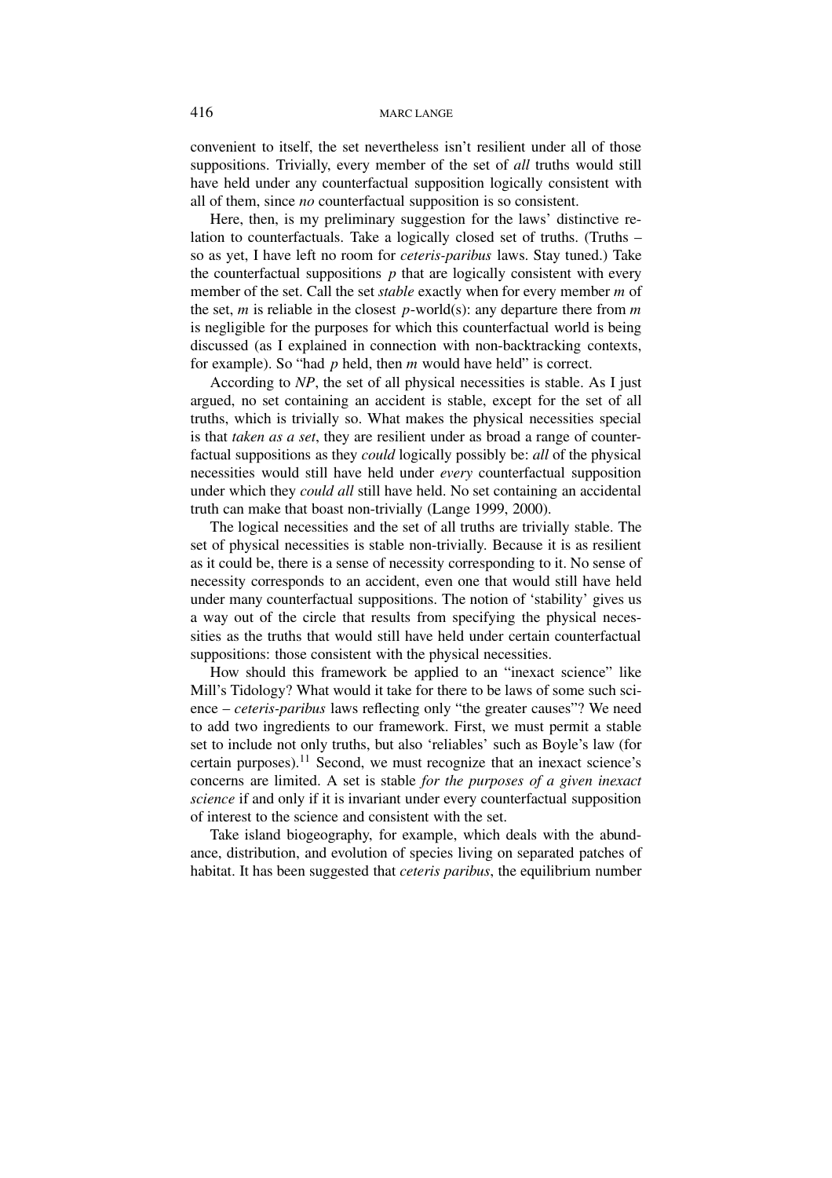convenient to itself, the set nevertheless isn't resilient under all of those suppositions. Trivially, every member of the set of *all* truths would still have held under any counterfactual supposition logically consistent with all of them, since *no* counterfactual supposition is so consistent.

Here, then, is my preliminary suggestion for the laws' distinctive relation to counterfactuals. Take a logically closed set of truths. (Truths – so as yet, I have left no room for *ceteris-paribus* laws. Stay tuned.) Take the counterfactual suppositions $p$ that are logically consistent with every member of the set. Call the set *stable* exactly when for every member $m$ of the set, $m$ is reliable in the closest $p$-world(s): any departure there from $m$ is negligible for the purposes for which this counterfactual world is being discussed (as I explained in connection with non-backtracking contexts, for example). So "had $p$ held, then $m$ would have held" is correct.

According to *NP*, the set of all physical necessities is stable. As I just argued, no set containing an accident is stable, except for the set of all truths, which is trivially so. What makes the physical necessities special is that *taken as a set*, they are resilient under as broad a range of counterfactual suppositions as they *could* logically possibly be: *all* of the physical necessities would still have held under *every* counterfactual supposition under which they *could all* still have held. No set containing an accidental truth can make that boast non-trivially (Lange 1999, 2000).

The logical necessities and the set of all truths are trivially stable. The set of physical necessities is stable non-trivially. Because it is as resilient as it could be, there is a sense of necessity corresponding to it. No sense of necessity corresponds to an accident, even one that would still have held under many counterfactual suppositions. The notion of 'stability' gives us a way out of the circle that results from specifying the physical necessities as the truths that would still have held under certain counterfactual suppositions: those consistent with the physical necessities.

How should this framework be applied to an "inexact science" like Mill's Tidology? What would it take for there to be laws of some such science – *ceteris-paribus* laws reflecting only "the greater causes"? We need to add two ingredients to our framework. First, we must permit a stable set to include not only truths, but also 'reliables' such as Boyle's law (for certain purposes).[11] Second, we must recognize that an inexact science's concerns are limited. A set is stable *for the purposes of a given inexact science* if and only if it is invariant under every counterfactual supposition of interest to the science and consistent with the set.

Take island biogeography, for example, which deals with the abundance, distribution, and evolution of species living on separated patches of habitat. It has been suggested that *ceteris paribus*, the equilibrium number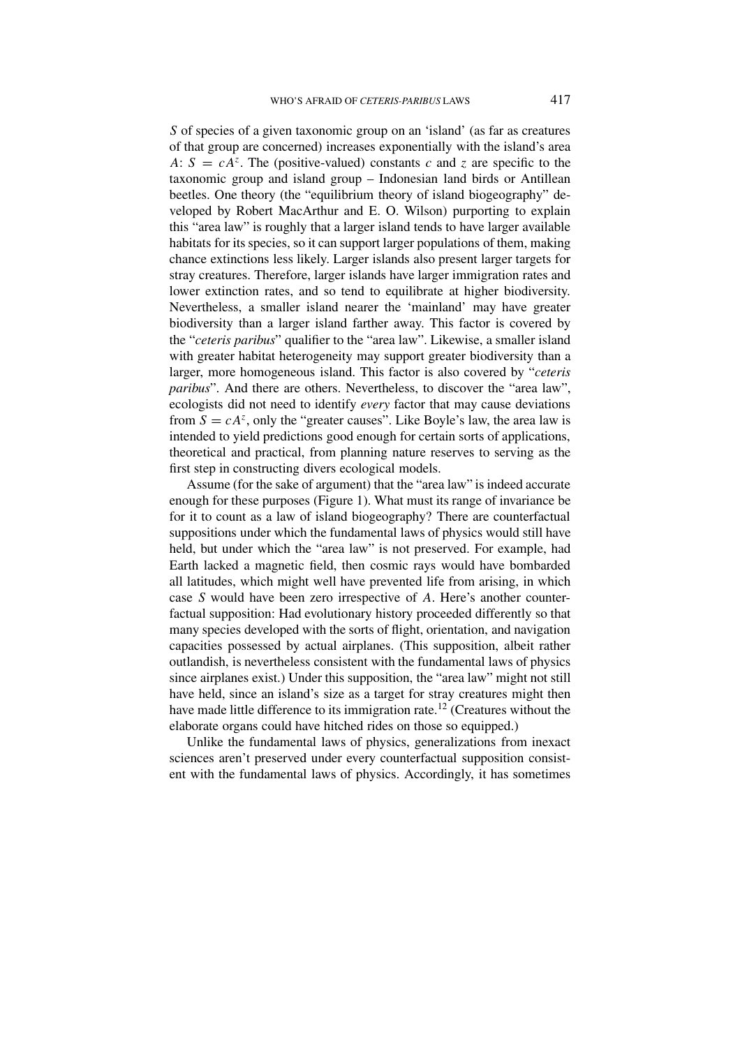$S$ of species of a given taxonomic group on an 'island' (as far as creatures of that group are concerned) increases exponentially with the island's area $A$: $S = cA^z$. The (positive-valued) constants $c$ and $z$ are specific to the taxonomic group and island group – Indonesian land birds or Antillean beetles. One theory (the "equilibrium theory of island biogeography" developed by Robert MacArthur and E. O. Wilson) purporting to explain this "area law" is roughly that a larger island tends to have larger available habitats for its species, so it can support larger populations of them, making chance extinctions less likely. Larger islands also present larger targets for stray creatures. Therefore, larger islands have larger immigration rates and lower extinction rates, and so tend to equilibrate at higher biodiversity. Nevertheless, a smaller island nearer the 'mainland' may have greater biodiversity than a larger island farther away. This factor is covered by the "*ceteris paribus*" qualifier to the "area law". Likewise, a smaller island with greater habitat heterogeneity may support greater biodiversity than a larger, more homogeneous island. This factor is also covered by "*ceteris paribus*". And there are others. Nevertheless, to discover the "area law", ecologists did not need to identify *every* factor that may cause deviations from $S = cA^z$, only the "greater causes". Like Boyle's law, the area law is intended to yield predictions good enough for certain sorts of applications, theoretical and practical, from planning nature reserves to serving as the first step in constructing divers ecological models.

Assume (for the sake of argument) that the "area law" is indeed accurate enough for these purposes (Figure 1). What must its range of invariance be for it to count as a law of island biogeography? There are counterfactual suppositions under which the fundamental laws of physics would still have held, but under which the "area law" is not preserved. For example, had Earth lacked a magnetic field, then cosmic rays would have bombarded all latitudes, which might well have prevented life from arising, in which case $S$ would have been zero irrespective of $A$. Here's another counterfactual supposition: Had evolutionary history proceeded differently so that many species developed with the sorts of flight, orientation, and navigation capacities possessed by actual airplanes. (This supposition, albeit rather outlandish, is nevertheless consistent with the fundamental laws of physics since airplanes exist.) Under this supposition, the "area law" might not still have held, since an island's size as a target for stray creatures might then have made little difference to its immigration rate.[12] (Creatures without the elaborate organs could have hitched rides on those so equipped.)

Unlike the fundamental laws of physics, generalizations from inexact sciences aren't preserved under every counterfactual supposition consistent with the fundamental laws of physics. Accordingly, it has sometimes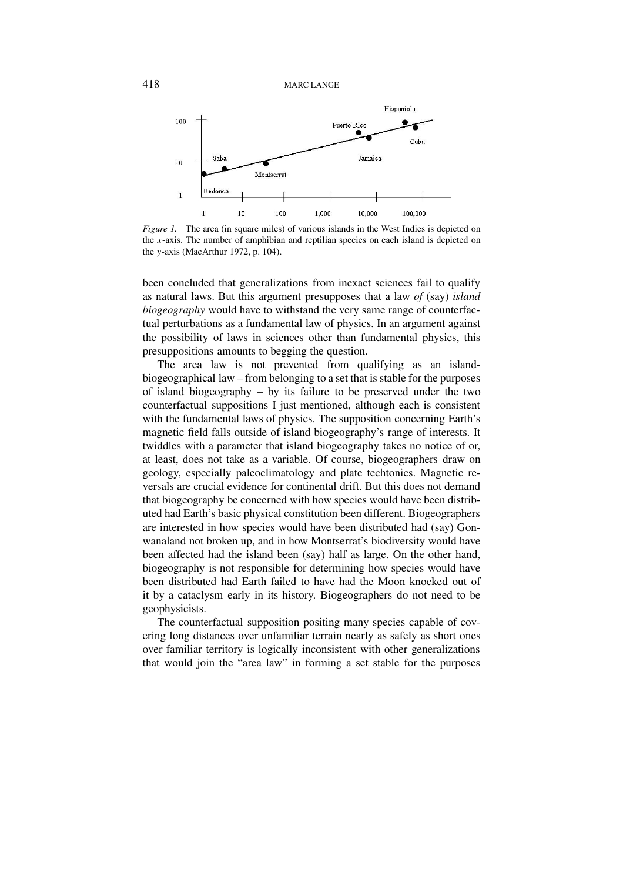*Figure 1.* The area (in square miles) of various islands in the West Indies is depicted on the *x*-axis. The number of amphibian and reptilian species on each island is depicted on the *y*-axis (MacArthur 1972, p. 104).

been concluded that generalizations from inexact sciences fail to qualify as natural laws. But this argument presupposes that a law *of* (say) *island biogeography* would have to withstand the very same range of counterfactual perturbations as a fundamental law of physics. In an argument against the possibility of laws in sciences other than fundamental physics, this presuppositions amounts to begging the question.

The area law is not prevented from qualifying as an island-biogeographical law – from belonging to a set that is stable for the purposes of island biogeography – by its failure to be preserved under the two counterfactual suppositions I just mentioned, although each is consistent with the fundamental laws of physics. The supposition concerning Earth's magnetic field falls outside of island biogeography's range of interests. It twiddles with a parameter that island biogeography takes no notice of or, at least, does not take as a variable. Of course, biogeographers draw on geology, especially paleoclimatology and plate techtonics. Magnetic reversals are crucial evidence for continental drift. But this does not demand that biogeography be concerned with how species would have been distributed had Earth's basic physical constitution been different. Biogeographers are interested in how species would have been distributed had (say) Gonwanaland not broken up, and in how Montserrat's biodiversity would have been affected had the island been (say) half as large. On the other hand, biogeography is not responsible for determining how species would have been distributed had Earth failed to have had the Moon knocked out of it by a cataclysm early in its history. Biogeographers do not need to be geophysicists.

The counterfactual supposition positing many species capable of covering long distances over unfamiliar terrain nearly as safely as short ones over familiar territory is logically inconsistent with other generalizations that would join the "area law" in forming a set stable for the purposes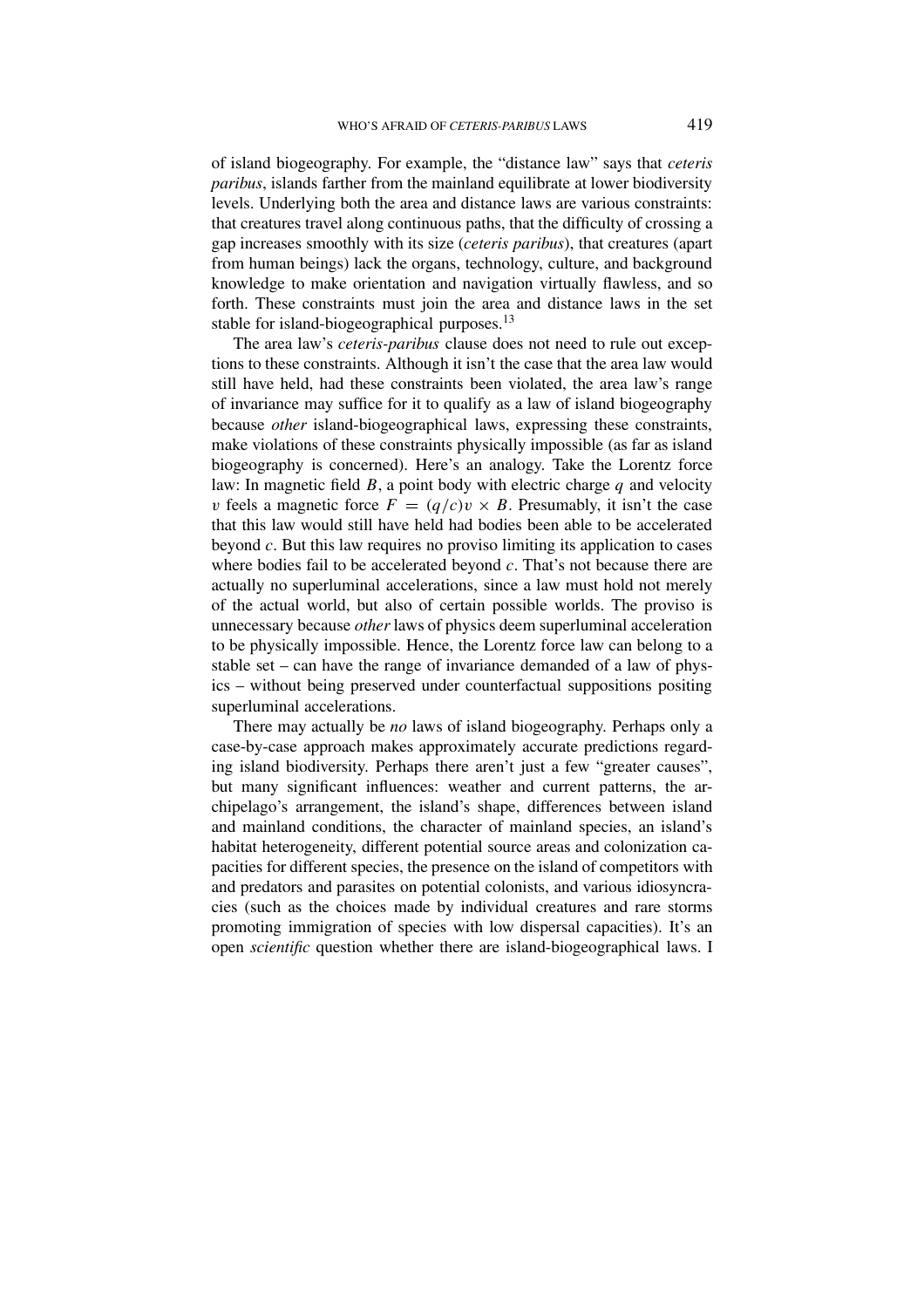of island biogeography. For example, the "distance law" says that *ceteris paribus*, islands farther from the mainland equilibrate at lower biodiversity levels. Underlying both the area and distance laws are various constraints: that creatures travel along continuous paths, that the difficulty of crossing a gap increases smoothly with its size (*ceteris paribus*), that creatures (apart from human beings) lack the organs, technology, culture, and background knowledge to make orientation and navigation virtually flawless, and so forth. These constraints must join the area and distance laws in the set stable for island-biogeographical purposes.[13]

The area law's *ceteris-paribus* clause does not need to rule out exceptions to these constraints. Although it isn't the case that the area law would still have held, had these constraints been violated, the area law's range of invariance may suffice for it to qualify as a law of island biogeography because *other* island-biogeographical laws, expressing these constraints, make violations of these constraints physically impossible (as far as island biogeography is concerned). Here's an analogy. Take the Lorentz force law: In magnetic field $B$, a point body with electric charge $q$ and velocity $v$ feels a magnetic force $F = (q/c)v \times B$. Presumably, it isn't the case that this law would still have held had bodies been able to be accelerated beyond $c$. But this law requires no proviso limiting its application to cases where bodies fail to be accelerated beyond $c$. That's not because there are actually no superluminal accelerations, since a law must hold not merely of the actual world, but also of certain possible worlds. The proviso is unnecessary because *other* laws of physics deem superluminal acceleration to be physically impossible. Hence, the Lorentz force law can belong to a stable set – can have the range of invariance demanded of a law of physics – without being preserved under counterfactual suppositions positing superluminal accelerations.

There may actually be *no* laws of island biogeography. Perhaps only a case-by-case approach makes approximately accurate predictions regarding island biodiversity. Perhaps there aren't just a few "greater causes", but many significant influences: weather and current patterns, the archipelago's arrangement, the island's shape, differences between island and mainland conditions, the character of mainland species, an island's habitat heterogeneity, different potential source areas and colonization capacities for different species, the presence on the island of competitors with and predators and parasites on potential colonists, and various idiosyncracies (such as the choices made by individual creatures and rare storms promoting immigration of species with low dispersal capacities). It's an open *scientific* question whether there are island-biogeographical laws. I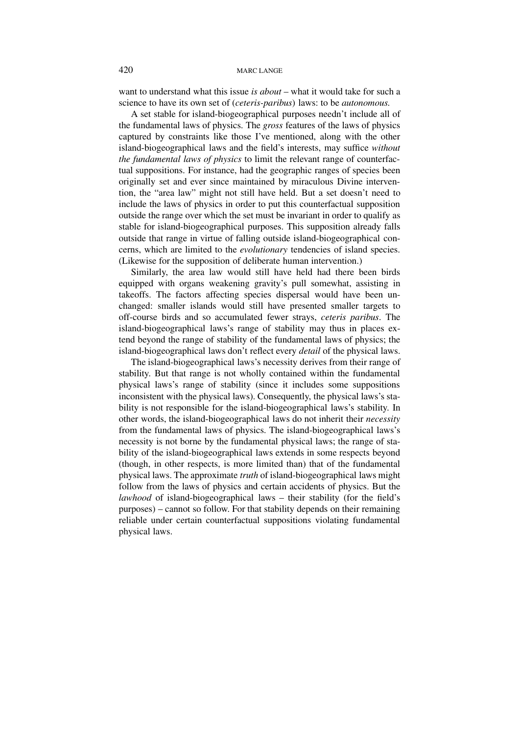want to understand what this issue *is about* – what it would take for such a science to have its own set of (*ceteris-paribus*) laws: to be *autonomous.*

A set stable for island-biogeographical purposes needn't include all of the fundamental laws of physics. The *gross* features of the laws of physics captured by constraints like those I've mentioned, along with the other island-biogeographical laws and the field's interests, may suffice *without the fundamental laws of physics* to limit the relevant range of counterfactual suppositions. For instance, had the geographic ranges of species been originally set and ever since maintained by miraculous Divine intervention, the "area law" might not still have held. But a set doesn't need to include the laws of physics in order to put this counterfactual supposition outside the range over which the set must be invariant in order to qualify as stable for island-biogeographical purposes. This supposition already falls outside that range in virtue of falling outside island-biogeographical concerns, which are limited to the *evolutionary* tendencies of island species. (Likewise for the supposition of deliberate human intervention.)

Similarly, the area law would still have held had there been birds equipped with organs weakening gravity's pull somewhat, assisting in takeoffs. The factors affecting species dispersal would have been unchanged: smaller islands would still have presented smaller targets to off-course birds and so accumulated fewer strays, *ceteris paribus*. The island-biogeographical laws's range of stability may thus in places extend beyond the range of stability of the fundamental laws of physics; the island-biogeographical laws don't reflect every *detail* of the physical laws.

The island-biogeographical laws's necessity derives from their range of stability. But that range is not wholly contained within the fundamental physical laws's range of stability (since it includes some suppositions inconsistent with the physical laws). Consequently, the physical laws's stability is not responsible for the island-biogeographical laws's stability. In other words, the island-biogeographical laws do not inherit their *necessity* from the fundamental laws of physics. The island-biogeographical laws's necessity is not borne by the fundamental physical laws; the range of stability of the island-biogeographical laws extends in some respects beyond (though, in other respects, is more limited than) that of the fundamental physical laws. The approximate *truth* of island-biogeographical laws might follow from the laws of physics and certain accidents of physics. But the *lawhood* of island-biogeographical laws – their stability (for the field's purposes) – cannot so follow. For that stability depends on their remaining reliable under certain counterfactual suppositions violating fundamental physical laws.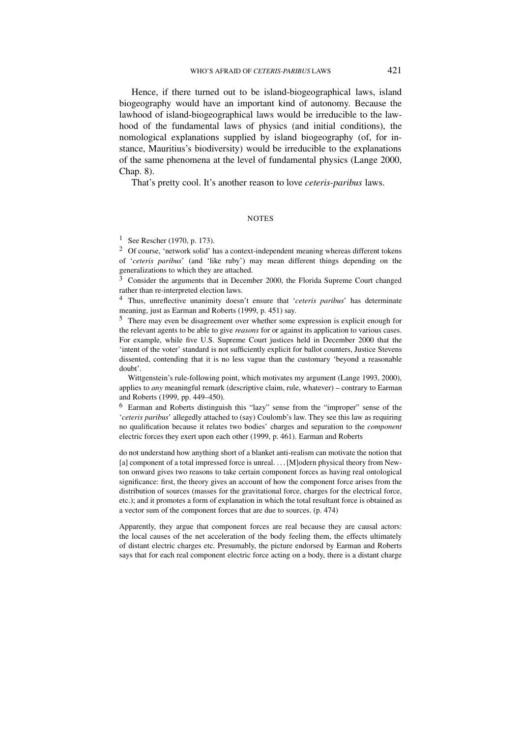Hence, if there turned out to be island-biogeographical laws, island biogeography would have an important kind of autonomy. Because the lawhood of island-biogeographical laws would be irreducible to the lawhood of the fundamental laws of physics (and initial conditions), the nomological explanations supplied by island biogeography (of, for instance, Mauritius's biodiversity) would be irreducible to the explanations of the same phenomena at the level of fundamental physics (Lange 2000, Chap. 8).

That's pretty cool. It's another reason to love *ceteris-paribus* laws.

## NOTES

[1] See Rescher (1970, p. 173).

[2] Of course, 'network solid' has a context-independent meaning whereas different tokens of '*ceteris paribus*' (and 'like ruby') may mean different things depending on the generalizations to which they are attached.

[3] Consider the arguments that in December 2000, the Florida Supreme Court changed rather than re-interpreted election laws.

[4] Thus, unreflective unanimity doesn't ensure that '*ceteris paribus*' has determinate meaning, just as Earman and Roberts (1999, p. 451) say.

[5] There may even be disagreement over whether some expression is explicit enough for the relevant agents to be able to give *reasons* for or against its application to various cases. For example, while five U.S. Supreme Court justices held in December 2000 that the 'intent of the voter' standard is not sufficiently explicit for ballot counters, Justice Stevens dissented, contending that it is no less vague than the customary 'beyond a reasonable doubt'.

Wittgenstein's rule-following point, which motivates my argument (Lange 1993, 2000), applies to *any* meaningful remark (descriptive claim, rule, whatever) – contrary to Earman and Roberts (1999, pp. 449–450).

[6] Earman and Roberts distinguish this "lazy" sense from the "improper" sense of the '*ceteris paribus*' allegedly attached to (say) Coulomb's law. They see this law as requiring no qualification because it relates two bodies' charges and separation to the *component* electric forces they exert upon each other (1999, p. 461). Earman and Roberts

> do not understand how anything short of a blanket anti-realism can motivate the notion that [a] component of a total impressed force is unreal. ... [M]odern physical theory from Newton onward gives two reasons to take certain component forces as having real ontological significance: first, the theory gives an account of how the component force arises from the distribution of sources (masses for the gravitational force, charges for the electrical force, etc.); and it promotes a form of explanation in which the total resultant force is obtained as a vector sum of the component forces that are due to sources. (p. 474)

Apparently, they argue that component forces are real because they are causal actors: the local causes of the net acceleration of the body feeling them, the effects ultimately of distant electric charges etc. Presumably, the picture endorsed by Earman and Roberts says that for each real component electric force acting on a body, there is a distant charge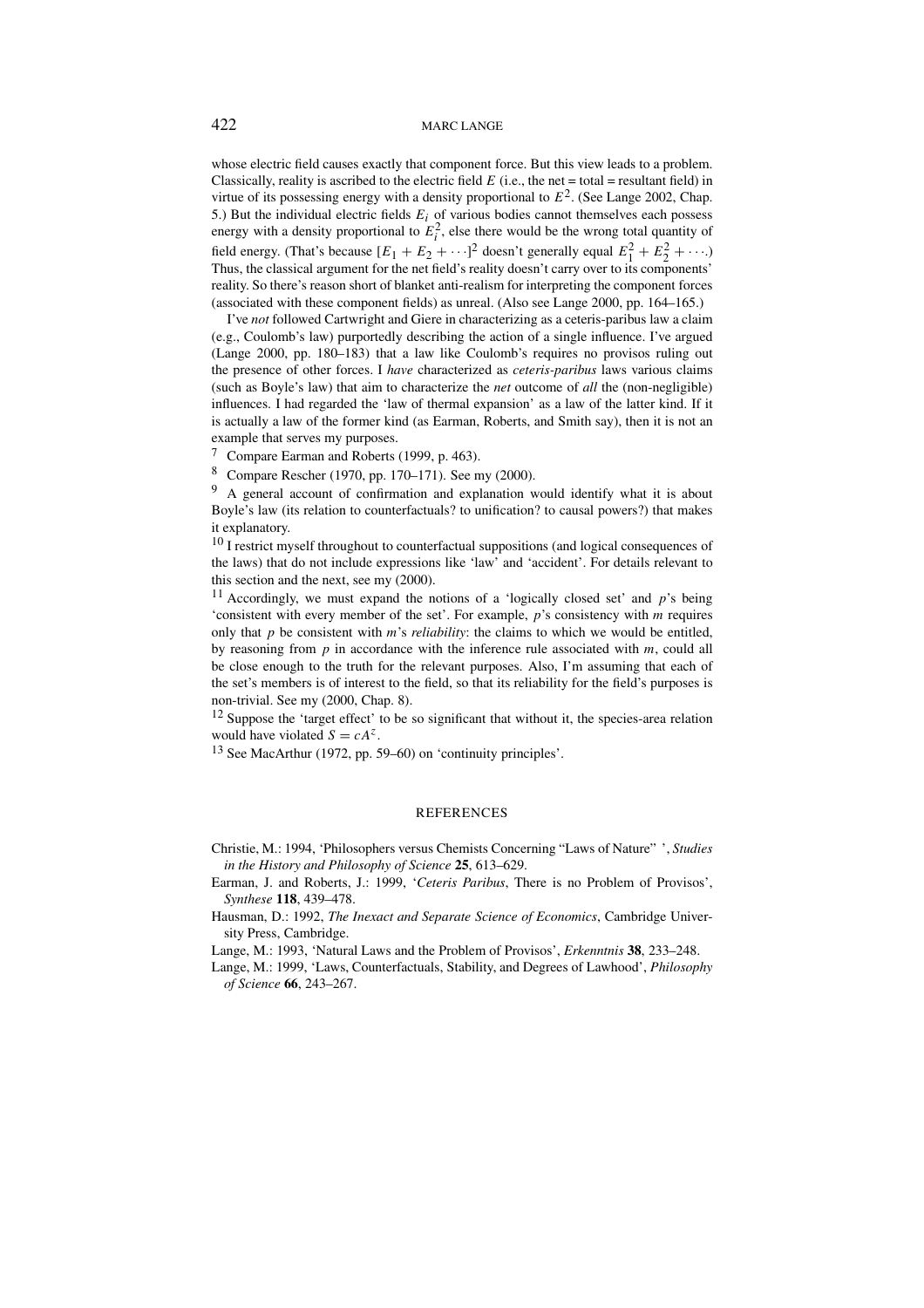whose electric field causes exactly that component force. But this view leads to a problem. Classically, reality is ascribed to the electric field $E$ (i.e., the net = total = resultant field) in virtue of its possessing energy with a density proportional to $E^2$. (See Lange 2002, Chap. 5.) But the individual electric fields $E_i$ of various bodies cannot themselves each possess energy with a density proportional to $E_i^2$, else there would be the wrong total quantity of field energy. (That's because $[E_1 + E_2 + \cdots]^2$ doesn't generally equal $E_1^2 + E_2^2 + \cdots$.) Thus, the classical argument for the net field's reality doesn't carry over to its components' reality. So there's reason short of blanket anti-realism for interpreting the component forces (associated with these component fields) as unreal. (Also see Lange 2000, pp. 164–165.)

I've *not* followed Cartwright and Giere in characterizing as a ceteris-paribus law a claim (e.g., Coulomb's law) purportedly describing the action of a single influence. I've argued (Lange 2000, pp. 180–183) that a law like Coulomb's requires no provisos ruling out the presence of other forces. I *have* characterized as *ceteris-paribus* laws various claims (such as Boyle's law) that aim to characterize the *net* outcome of *all* the (non-negligible) influences. I had regarded the 'law of thermal expansion' as a law of the latter kind. If it is actually a law of the former kind (as Earman, Roberts, and Smith say), then it is not an example that serves my purposes.

[7] Compare Earman and Roberts (1999, p. 463).

[8] Compare Rescher (1970, pp. 170–171). See my (2000).

[9] A general account of confirmation and explanation would identify what it is about Boyle's law (its relation to counterfactuals? to unification? to causal powers?) that makes it explanatory.

[10] I restrict myself throughout to counterfactual suppositions (and logical consequences of the laws) that do not include expressions like 'law' and 'accident'. For details relevant to this section and the next, see my (2000).

[11] Accordingly, we must expand the notions of a 'logically closed set' and $p$'s being 'consistent with every member of the set'. For example, $p$'s consistency with $m$ requires only that $p$ be consistent with $m$'s *reliability*: the claims to which we would be entitled, by reasoning from $p$ in accordance with the inference rule associated with $m$, could all be close enough to the truth for the relevant purposes. Also, I'm assuming that each of the set's members is of interest to the field, so that its reliability for the field's purposes is non-trivial. See my (2000, Chap. 8).

[12] Suppose the 'target effect' to be so significant that without it, the species-area relation would have violated $S = cA^z$.

[13] See MacArthur (1972, pp. 59–60) on 'continuity principles'.

## REFERENCES

Christie, M.: 1994, 'Philosophers versus Chemists Concerning "Laws of Nature" ', *Studies in the History and Philosophy of Science* **25**, 613–629.

Earman, J. and Roberts, J.: 1999, '*Ceteris Paribus*, There is no Problem of Provisos', *Synthese* **118**, 439–478.

Hausman, D.: 1992, *The Inexact and Separate Science of Economics*, Cambridge University Press, Cambridge.

Lange, M.: 1993, 'Natural Laws and the Problem of Provisos', *Erkenntnis* **38**, 233–248.

Lange, M.: 1999, 'Laws, Counterfactuals, Stability, and Degrees of Lawhood', *Philosophy of Science* **66**, 243–267.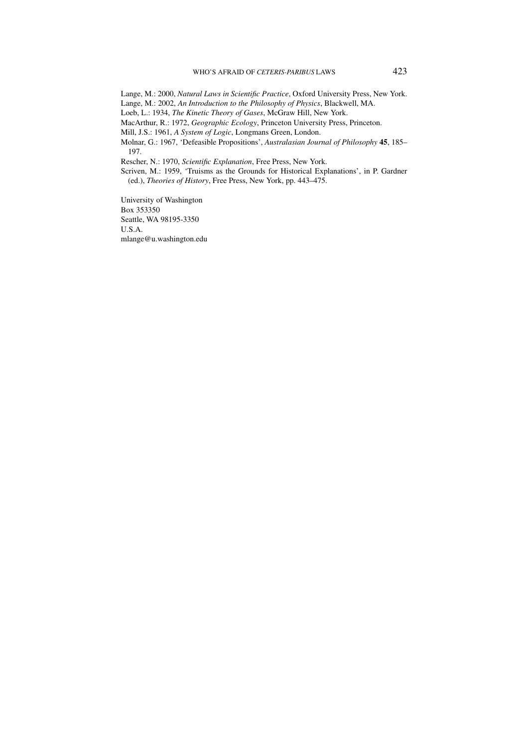Lange, M.: 2000, *Natural Laws in Scientific Practice*, Oxford University Press, New York.

Lange, M.: 2002, *An Introduction to the Philosophy of Physics*, Blackwell, MA.

Loeb, L.: 1934, *The Kinetic Theory of Gases*, McGraw Hill, New York.

MacArthur, R.: 1972, *Geographic Ecology*, Princeton University Press, Princeton.

Mill, J.S.: 1961, *A System of Logic*, Longmans Green, London.

Molnar, G.: 1967, 'Defeasible Propositions', *Australasian Journal of Philosophy* **45**, 185–197.

Rescher, N.: 1970, *Scientific Explanation*, Free Press, New York.

Scriven, M.: 1959, 'Truisms as the Grounds for Historical Explanations', in P. Gardner (ed.), *Theories of History*, Free Press, New York, pp. 443–475.

University of Washington
Box 353350
Seattle, WA 98195-3350
U.S.A.
mlange@u.washington.edu